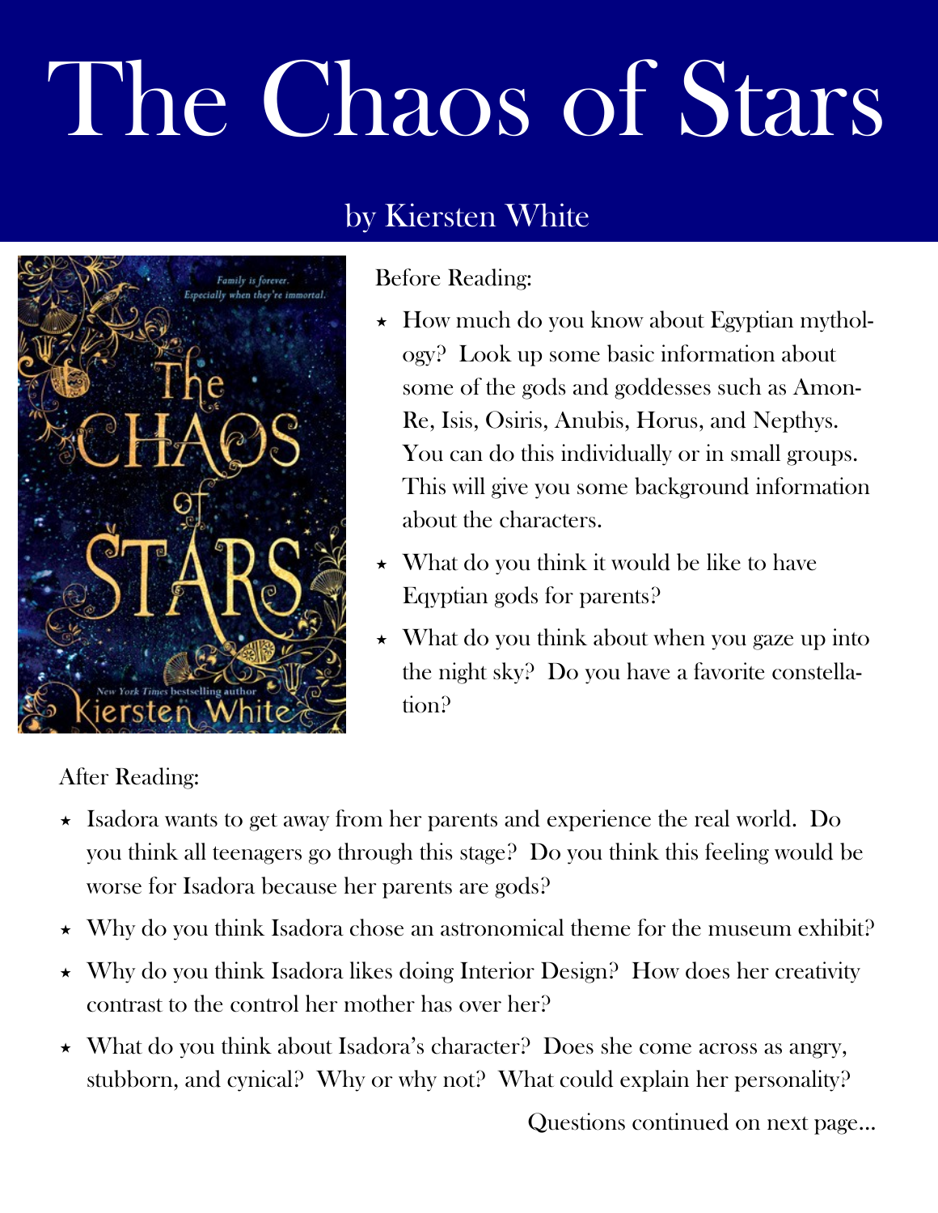# The Chaos of Stars

## by Kiersten White

Before Reading:

- How much do you know about Egyptian mythology? Look up some basic information about some of the gods and goddesses such as Amon-Re, Isis, Osiris, Anubis, Horus, and Nepthys. You can do this individually or in small groups. This will give you some background information about the characters.
- What do you think it would be like to have Eqyptian gods for parents?
- What do you think about when you gaze up into the night sky? Do you have a favorite constellation?

After Reading:

- Isadora wants to get away from her parents and experience the real world. Do you think all teenagers go through this stage? Do you think this feeling would be worse for Isadora because her parents are gods?
- Why do you think Isadora chose an astronomical theme for the museum exhibit?
- Why do you think Isadora likes doing Interior Design? How does her creativity contrast to the control her mother has over her?
- What do you think about Isadora's character? Does she come across as angry, stubborn, and cynical? Why or why not? What could explain her personality?

Questions continued on next page...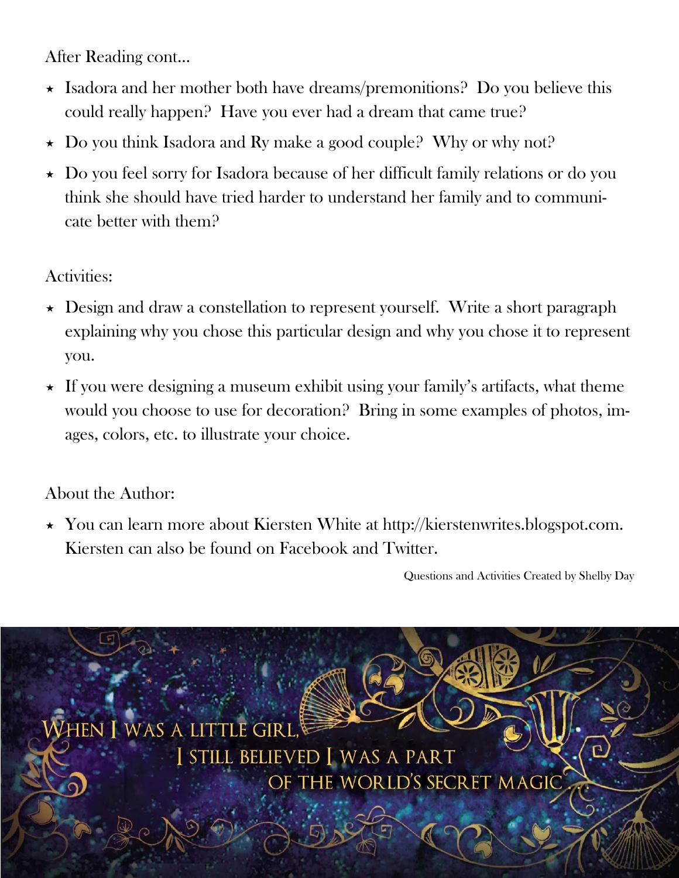After Reading cont…

- Isadora and her mother both have dreams/premonitions? Do you believe this could really happen? Have you ever had a dream that came true?
- Do you think Isadora and Ry make a good couple? Why or why not?
- Do you feel sorry for Isadora because of her difficult family relations or do you think she should have tried harder to understand her family and to communicate better with them?

Activities:

- Design and draw a constellation to represent yourself. Write a short paragraph explaining why you chose this particular design and why you chose it to represent you.
- If you were designing a museum exhibit using your family's artifacts, what theme would you choose to use for decoration? Bring in some examples of photos, images, colors, etc. to illustrate your choice.

About the Author:

- You can learn more about Kiersten White at http://kierstenwrites.blogspot.com. Kiersten can also be found on Facebook and Twitter.

Questions and Activities Created by Shelby Day

WHEN I WAS A LITTLE GIRL,
I STILL BELIEVED I WAS A PART
OF THE WORLD'S SECRET MAGIC . . .